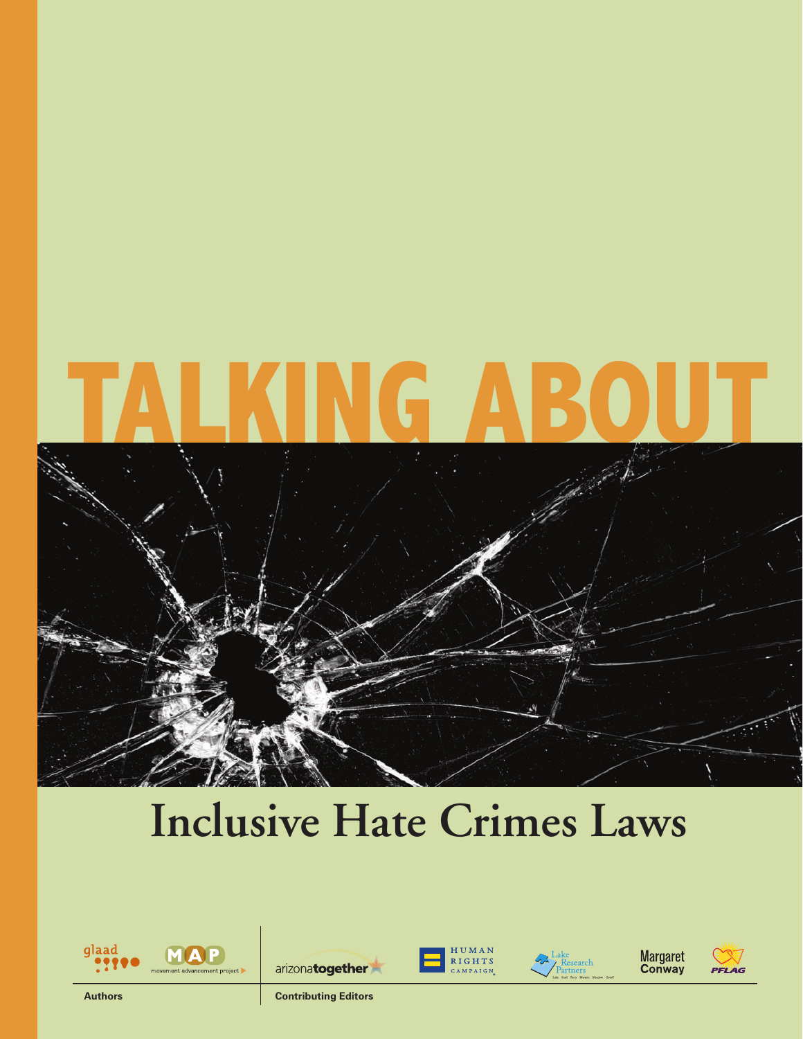# TALKING ABOUT

# Inclusive Hate Crimes Laws

glaad

MAP movement advancement project

arizonatogether

HUMAN RIGHTS CAMPAIGN

Lake Research Partners

Margaret Conway

PFLAG

**Authors**

**Contributing Editors**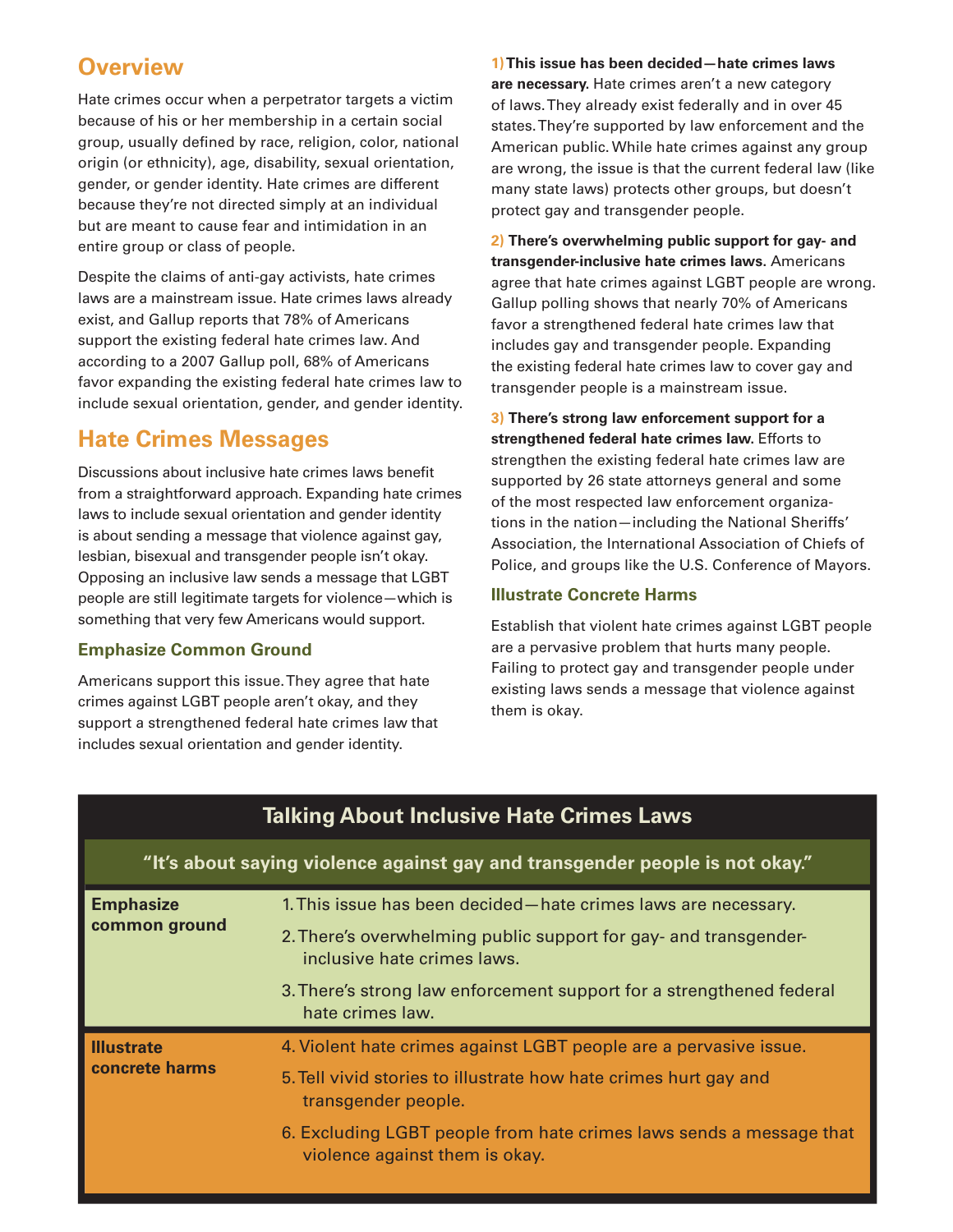## Overview

Hate crimes occur when a perpetrator targets a victim because of his or her membership in a certain social group, usually defined by race, religion, color, national origin (or ethnicity), age, disability, sexual orientation, gender, or gender identity. Hate crimes are different because they're not directed simply at an individual but are meant to cause fear and intimidation in an entire group or class of people.

Despite the claims of anti-gay activists, hate crimes laws are a mainstream issue. Hate crimes laws already exist, and Gallup reports that 78% of Americans support the existing federal hate crimes law. And according to a 2007 Gallup poll, 68% of Americans favor expanding the existing federal hate crimes law to include sexual orientation, gender, and gender identity.

## Hate Crimes Messages

Discussions about inclusive hate crimes laws benefit from a straightforward approach. Expanding hate crimes laws to include sexual orientation and gender identity is about sending a message that violence against gay, lesbian, bisexual and transgender people isn't okay. Opposing an inclusive law sends a message that LGBT people are still legitimate targets for violence—which is something that very few Americans would support.

### Emphasize Common Ground

Americans support this issue. They agree that hate crimes against LGBT people aren't okay, and they support a strengthened federal hate crimes law that includes sexual orientation and gender identity.

1) **This issue has been decided—hate crimes laws are necessary.** Hate crimes aren't a new category of laws. They already exist federally and in over 45 states. They're supported by law enforcement and the American public. While hate crimes against any group are wrong, the issue is that the current federal law (like many state laws) protects other groups, but doesn't protect gay and transgender people.

2) **There's overwhelming public support for gay- and transgender-inclusive hate crimes laws.** Americans agree that hate crimes against LGBT people are wrong. Gallup polling shows that nearly 70% of Americans favor a strengthened federal hate crimes law that includes gay and transgender people. Expanding the existing federal hate crimes law to cover gay and transgender people is a mainstream issue.

3) **There's strong law enforcement support for a strengthened federal hate crimes law.** Efforts to strengthen the existing federal hate crimes law are supported by 26 state attorneys general and some of the most respected law enforcement organizations in the nation—including the National Sheriffs' Association, the International Association of Chiefs of Police, and groups like the U.S. Conference of Mayors.

### Illustrate Concrete Harms

Establish that violent hate crimes against LGBT people are a pervasive problem that hurts many people. Failing to protect gay and transgender people under existing laws sends a message that violence against them is okay.

| Talking About Inclusive Hate Crimes Laws | |
|---|---|
| **"It's about saying violence against gay and transgender people is not okay."** | |
| **Emphasize common ground** | 1. This issue has been decided—hate crimes laws are necessary.<br>2. There's overwhelming public support for gay- and transgender-inclusive hate crimes laws.<br>3. There's strong law enforcement support for a strengthened federal hate crimes law. |
| **Illustrate concrete harms** | 4. Violent hate crimes against LGBT people are a pervasive issue.<br>5. Tell vivid stories to illustrate how hate crimes hurt gay and transgender people.<br>6. Excluding LGBT people from hate crimes laws sends a message that violence against them is okay. |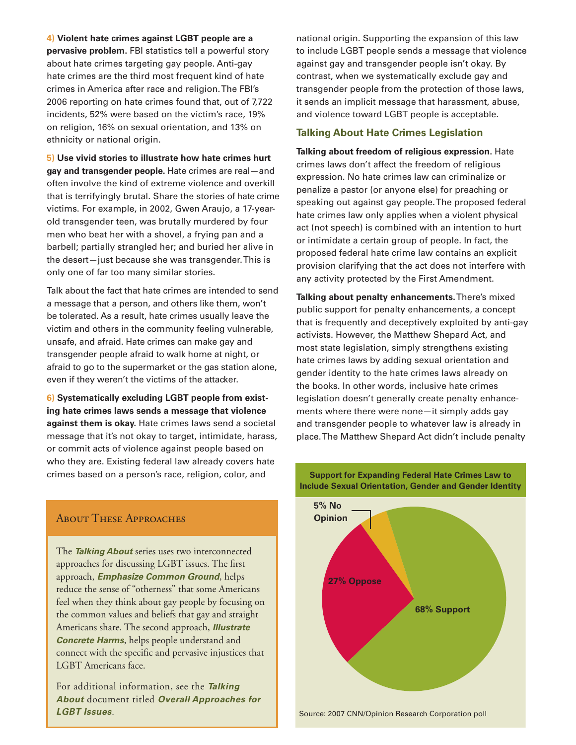**4) Violent hate crimes against LGBT people are a pervasive problem.** FBI statistics tell a powerful story about hate crimes targeting gay people. Anti-gay hate crimes are the third most frequent kind of hate crimes in America after race and religion. The FBI's 2006 reporting on hate crimes found that, out of 7,722 incidents, 52% were based on the victim's race, 19% on religion, 16% on sexual orientation, and 13% on ethnicity or national origin.

**5) Use vivid stories to illustrate how hate crimes hurt gay and transgender people.** Hate crimes are real—and often involve the kind of extreme violence and overkill that is terrifyingly brutal. Share the stories of hate crime victims. For example, in 2002, Gwen Araujo, a 17-year-old transgender teen, was brutally murdered by four men who beat her with a shovel, a frying pan and a barbell; partially strangled her; and buried her alive in the desert—just because she was transgender. This is only one of far too many similar stories.

Talk about the fact that hate crimes are intended to send a message that a person, and others like them, won't be tolerated. As a result, hate crimes usually leave the victim and others in the community feeling vulnerable, unsafe, and afraid. Hate crimes can make gay and transgender people afraid to walk home at night, or afraid to go to the supermarket or the gas station alone, even if they weren't the victims of the attacker.

**6) Systematically excluding LGBT people from existing hate crimes laws sends a message that violence against them is okay.** Hate crimes laws send a societal message that it's not okay to target, intimidate, harass, or commit acts of violence against people based on who they are. Existing federal law already covers hate crimes based on a person's race, religion, color, and national origin. Supporting the expansion of this law to include LGBT people sends a message that violence against gay and transgender people isn't okay. By contrast, when we systematically exclude gay and transgender people from the protection of those laws, it sends an implicit message that harassment, abuse, and violence toward LGBT people is acceptable.

## Talking About Hate Crimes Legislation

**Talking about freedom of religious expression.** Hate crimes laws don't affect the freedom of religious expression. No hate crimes law can criminalize or penalize a pastor (or anyone else) for preaching or speaking out against gay people. The proposed federal hate crimes law only applies when a violent physical act (not speech) is combined with an intention to hurt or intimidate a certain group of people. In fact, the proposed federal hate crime law contains an explicit provision clarifying that the act does not interfere with any activity protected by the First Amendment.

**Talking about penalty enhancements.** There's mixed public support for penalty enhancements, a concept that is frequently and deceptively exploited by anti-gay activists. However, the Matthew Shepard Act, and most state legislation, simply strengthens existing hate crimes laws by adding sexual orientation and gender identity to the hate crimes laws already on the books. In other words, inclusive hate crimes legislation doesn't generally create penalty enhancements where there were none—it simply adds gay and transgender people to whatever law is already in place. The Matthew Shepard Act didn't include penalty

### About These Approaches

The ***Talking About*** series uses two interconnected approaches for discussing LGBT issues. The first approach, ***Emphasize Common Ground***, helps reduce the sense of "otherness" that some Americans feel when they think about gay people by focusing on the common values and beliefs that gay and straight Americans share. The second approach, ***Illustrate Concrete Harms***, helps people understand and connect with the specific and pervasive injustices that LGBT Americans face.

For additional information, see the ***Talking About*** document titled ***Overall Approaches for LGBT Issues***.

**Support for Expanding Federal Hate Crimes Law to Include Sexual Orientation, Gender and Gender Identity**

| Response | Percent |
|---|---|
| Support | 68% |
| Oppose | 27% |
| No Opinion | 5% |

Source: 2007 CNN/Opinion Research Corporation poll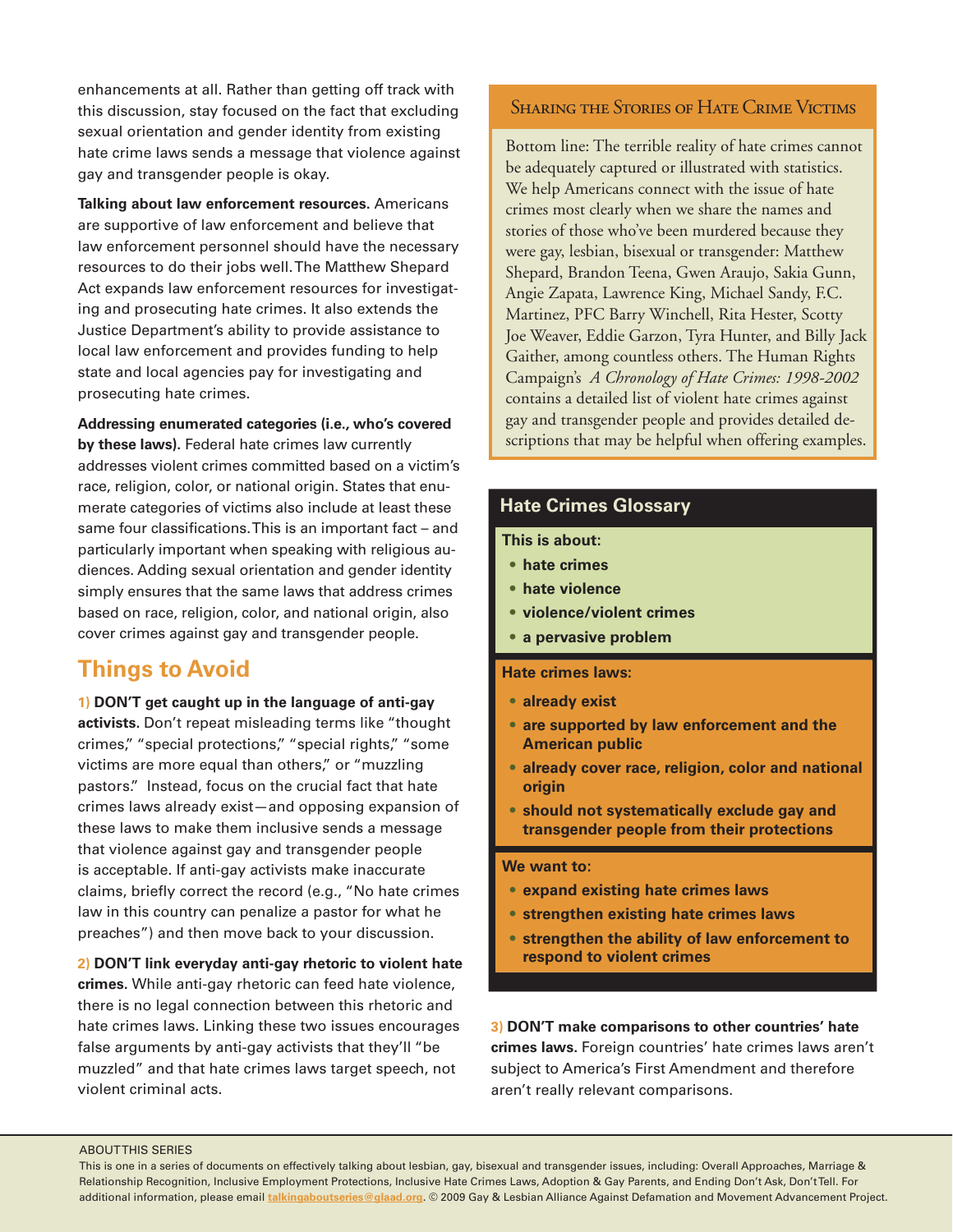enhancements at all. Rather than getting off track with this discussion, stay focused on the fact that excluding sexual orientation and gender identity from existing hate crime laws sends a message that violence against gay and transgender people is okay.

**Talking about law enforcement resources.** Americans are supportive of law enforcement and believe that law enforcement personnel should have the necessary resources to do their jobs well. The Matthew Shepard Act expands law enforcement resources for investigating and prosecuting hate crimes. It also extends the Justice Department's ability to provide assistance to local law enforcement and provides funding to help state and local agencies pay for investigating and prosecuting hate crimes.

**Addressing enumerated categories (i.e., who's covered by these laws).** Federal hate crimes law currently addresses violent crimes committed based on a victim's race, religion, color, or national origin. States that enumerate categories of victims also include at least these same four classifications. This is an important fact – and particularly important when speaking with religious audiences. Adding sexual orientation and gender identity simply ensures that the same laws that address crimes based on race, religion, color, and national origin, also cover crimes against gay and transgender people.

## Things to Avoid

**1) DON'T get caught up in the language of anti-gay activists.** Don't repeat misleading terms like "thought crimes," "special protections," "special rights," "some victims are more equal than others," or "muzzling pastors." Instead, focus on the crucial fact that hate crimes laws already exist—and opposing expansion of these laws to make them inclusive sends a message that violence against gay and transgender people is acceptable. If anti-gay activists make inaccurate claims, briefly correct the record (e.g., "No hate crimes law in this country can penalize a pastor for what he preaches") and then move back to your discussion.

**2) DON'T link everyday anti-gay rhetoric to violent hate crimes.** While anti-gay rhetoric can feed hate violence, there is no legal connection between this rhetoric and hate crimes laws. Linking these two issues encourages false arguments by anti-gay activists that they'll "be muzzled" and that hate crimes laws target speech, not violent criminal acts.

### Sharing the Stories of Hate Crime Victims

Bottom line: The terrible reality of hate crimes cannot be adequately captured or illustrated with statistics. We help Americans connect with the issue of hate crimes most clearly when we share the names and stories of those who've been murdered because they were gay, lesbian, bisexual or transgender: Matthew Shepard, Brandon Teena, Gwen Araujo, Sakia Gunn, Angie Zapata, Lawrence King, Michael Sandy, F.C. Martinez, PFC Barry Winchell, Rita Hester, Scotty Joe Weaver, Eddie Garzon, Tyra Hunter, and Billy Jack Gaither, among countless others. The Human Rights Campaign's *A Chronology of Hate Crimes: 1998-2002* contains a detailed list of violent hate crimes against gay and transgender people and provides detailed descriptions that may be helpful when offering examples.

### Hate Crimes Glossary

**This is about:**

- **hate crimes**
- **hate violence**
- **violence/violent crimes**
- **a pervasive problem**

**Hate crimes laws:**

- **already exist**
- **are supported by law enforcement and the American public**
- **already cover race, religion, color and national origin**
- **should not systematically exclude gay and transgender people from their protections**

**We want to:**

- **expand existing hate crimes laws**
- **strengthen existing hate crimes laws**
- **strengthen the ability of law enforcement to respond to violent crimes**

**3) DON'T make comparisons to other countries' hate crimes laws.** Foreign countries' hate crimes laws aren't subject to America's First Amendment and therefore aren't really relevant comparisons.

ABOUT THIS SERIES

This is one in a series of documents on effectively talking about lesbian, gay, bisexual and transgender issues, including: Overall Approaches, Marriage & Relationship Recognition, Inclusive Employment Protections, Inclusive Hate Crimes Laws, Adoption & Gay Parents, and Ending Don't Ask, Don't Tell. For additional information, please email talkingaboutseries@glaad.org. © 2009 Gay & Lesbian Alliance Against Defamation and Movement Advancement Project.